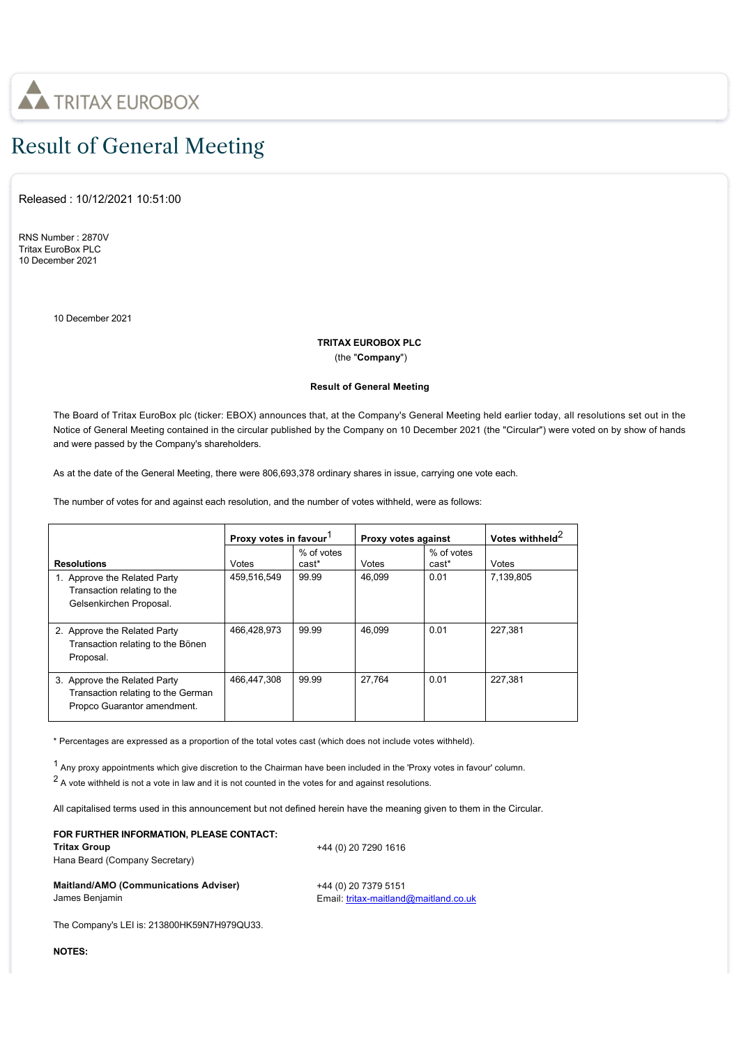TRITAX EUROBOX

# Result of General Meeting

Released : 10/12/2021 10:51:00

RNS Number : 2870V
Tritax EuroBox PLC
10 December 2021

10 December 2021

**TRITAX EUROBOX PLC**
(the "**Company**")

**Result of General Meeting**

The Board of Tritax EuroBox plc (ticker: EBOX) announces that, at the Company's General Meeting held earlier today, all resolutions set out in the Notice of General Meeting contained in the circular published by the Company on 10 December 2021 (the "Circular") were voted on by show of hands and were passed by the Company's shareholders.

As at the date of the General Meeting, there were 806,693,378 ordinary shares in issue, carrying one vote each.

The number of votes for and against each resolution, and the number of votes withheld, were as follows:

| | **Proxy votes in favour**[1] | | **Proxy votes against** | | **Votes withheld**[2] |
|---|---|---|---|---|---|
| **Resolutions** | Votes | % of votes cast* | Votes | % of votes cast* | Votes |
| 1. Approve the Related Party Transaction relating to the Gelsenkirchen Proposal. | 459,516,549 | 99.99 | 46,099 | 0.01 | 7,139,805 |
| 2. Approve the Related Party Transaction relating to the Bönen Proposal. | 466,428,973 | 99.99 | 46,099 | 0.01 | 227,381 |
| 3. Approve the Related Party Transaction relating to the German Propco Guarantor amendment. | 466,447,308 | 99.99 | 27,764 | 0.01 | 227,381 |

\* Percentages are expressed as a proportion of the total votes cast (which does not include votes withheld).

[1] Any proxy appointments which give discretion to the Chairman have been included in the 'Proxy votes in favour' column.
[2] A vote withheld is not a vote in law and it is not counted in the votes for and against resolutions.

All capitalised terms used in this announcement but not defined herein have the meaning given to them in the Circular.

**FOR FURTHER INFORMATION, PLEASE CONTACT:**

**Tritax Group**
Hana Beard (Company Secretary)
+44 (0) 20 7290 1616

**Maitland/AMO (Communications Adviser)**
James Benjamin
+44 (0) 20 7379 5151
Email: tritax-maitland@maitland.co.uk

The Company's LEI is: 213800HK59N7H979QU33.

**NOTES:**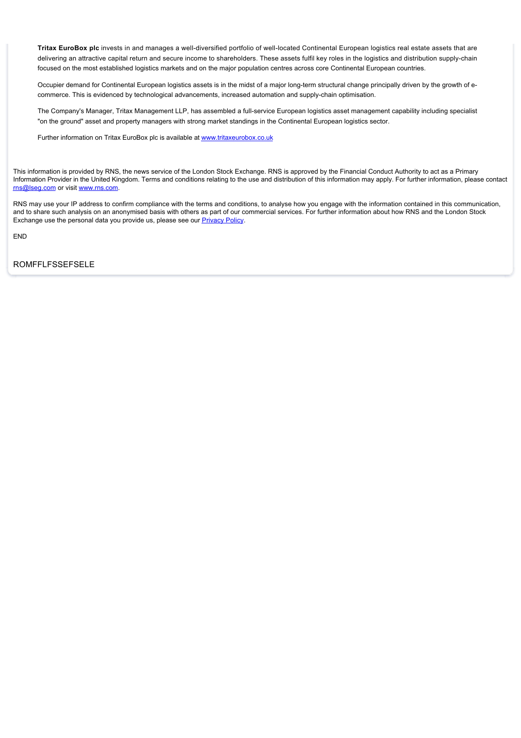**Tritax EuroBox plc** invests in and manages a well-diversified portfolio of well-located Continental European logistics real estate assets that are delivering an attractive capital return and secure income to shareholders. These assets fulfil key roles in the logistics and distribution supply-chain focused on the most established logistics markets and on the major population centres across core Continental European countries.

Occupier demand for Continental European logistics assets is in the midst of a major long-term structural change principally driven by the growth of e-commerce. This is evidenced by technological advancements, increased automation and supply-chain optimisation.

The Company's Manager, Tritax Management LLP, has assembled a full-service European logistics asset management capability including specialist "on the ground" asset and property managers with strong market standings in the Continental European logistics sector.

Further information on Tritax EuroBox plc is available at [www.tritaxeurobox.co.uk](http://www.tritaxeurobox.co.uk)

This information is provided by RNS, the news service of the London Stock Exchange. RNS is approved by the Financial Conduct Authority to act as a Primary Information Provider in the United Kingdom. Terms and conditions relating to the use and distribution of this information may apply. For further information, please contact [rns@lseg.com](mailto:rns@lseg.com) or visit [www.rns.com](http://www.rns.com).

RNS may use your IP address to confirm compliance with the terms and conditions, to analyse how you engage with the information contained in this communication, and to share such analysis on an anonymised basis with others as part of our commercial services. For further information about how RNS and the London Stock Exchange use the personal data you provide us, please see our Privacy Policy.

END

ROMFFLFSSEFSELE